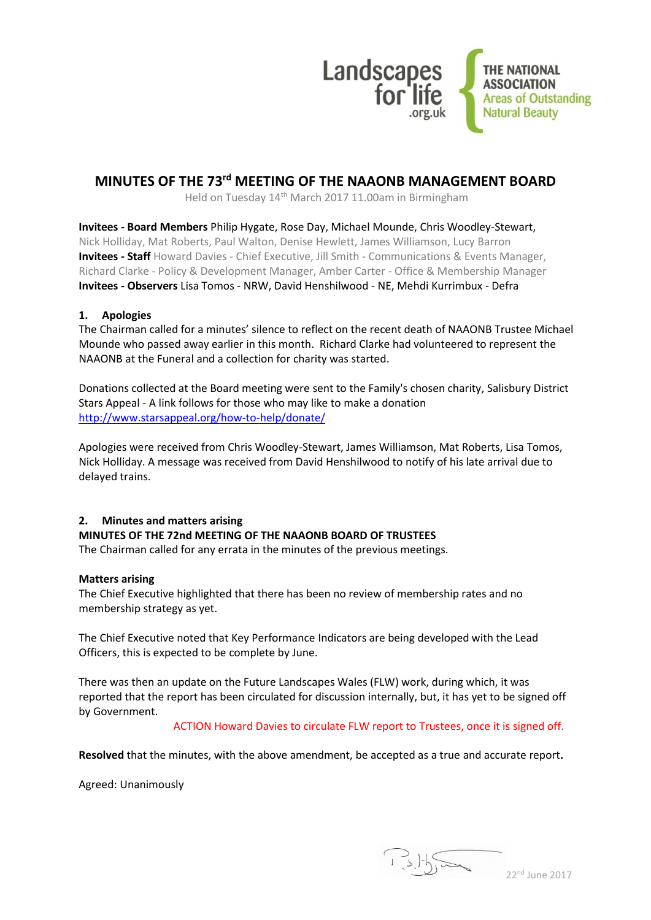Landscapes for life .org.uk

THE NATIONAL ASSOCIATION Areas of Outstanding Natural Beauty

# MINUTES OF THE 73rd MEETING OF THE NAAONB MANAGEMENT BOARD

Held on Tuesday 14th March 2017 11.00am in Birmingham

**Invitees - Board Members** Philip Hygate, Rose Day, Michael Mounde, Chris Woodley-Stewart, Nick Holliday, Mat Roberts, Paul Walton, Denise Hewlett, James Williamson, Lucy Barron
**Invitees - Staff** Howard Davies - Chief Executive, Jill Smith - Communications & Events Manager, Richard Clarke - Policy & Development Manager, Amber Carter - Office & Membership Manager
**Invitees - Observers** Lisa Tomos - NRW, David Henshilwood - NE, Mehdi Kurrimbux - Defra

## 1. Apologies

The Chairman called for a minutes' silence to reflect on the recent death of NAAONB Trustee Michael Mounde who passed away earlier in this month. Richard Clarke had volunteered to represent the NAAONB at the Funeral and a collection for charity was started.

Donations collected at the Board meeting were sent to the Family's chosen charity, Salisbury District Stars Appeal - A link follows for those who may like to make a donation http://www.starsappeal.org/how-to-help/donate/

Apologies were received from Chris Woodley-Stewart, James Williamson, Mat Roberts, Lisa Tomos, Nick Holliday. A message was received from David Henshilwood to notify of his late arrival due to delayed trains.

## 2. Minutes and matters arising

**MINUTES OF THE 72nd MEETING OF THE NAAONB BOARD OF TRUSTEES**
The Chairman called for any errata in the minutes of the previous meetings.

**Matters arising**
The Chief Executive highlighted that there has been no review of membership rates and no membership strategy as yet.

The Chief Executive noted that Key Performance Indicators are being developed with the Lead Officers, this is expected to be complete by June.

There was then an update on the Future Landscapes Wales (FLW) work, during which, it was reported that the report has been circulated for discussion internally, but, it has yet to be signed off by Government.

ACTION Howard Davies to circulate FLW report to Trustees, once it is signed off.

**Resolved** that the minutes, with the above amendment, be accepted as a true and accurate report**.**

Agreed: Unanimously

22nd June 2017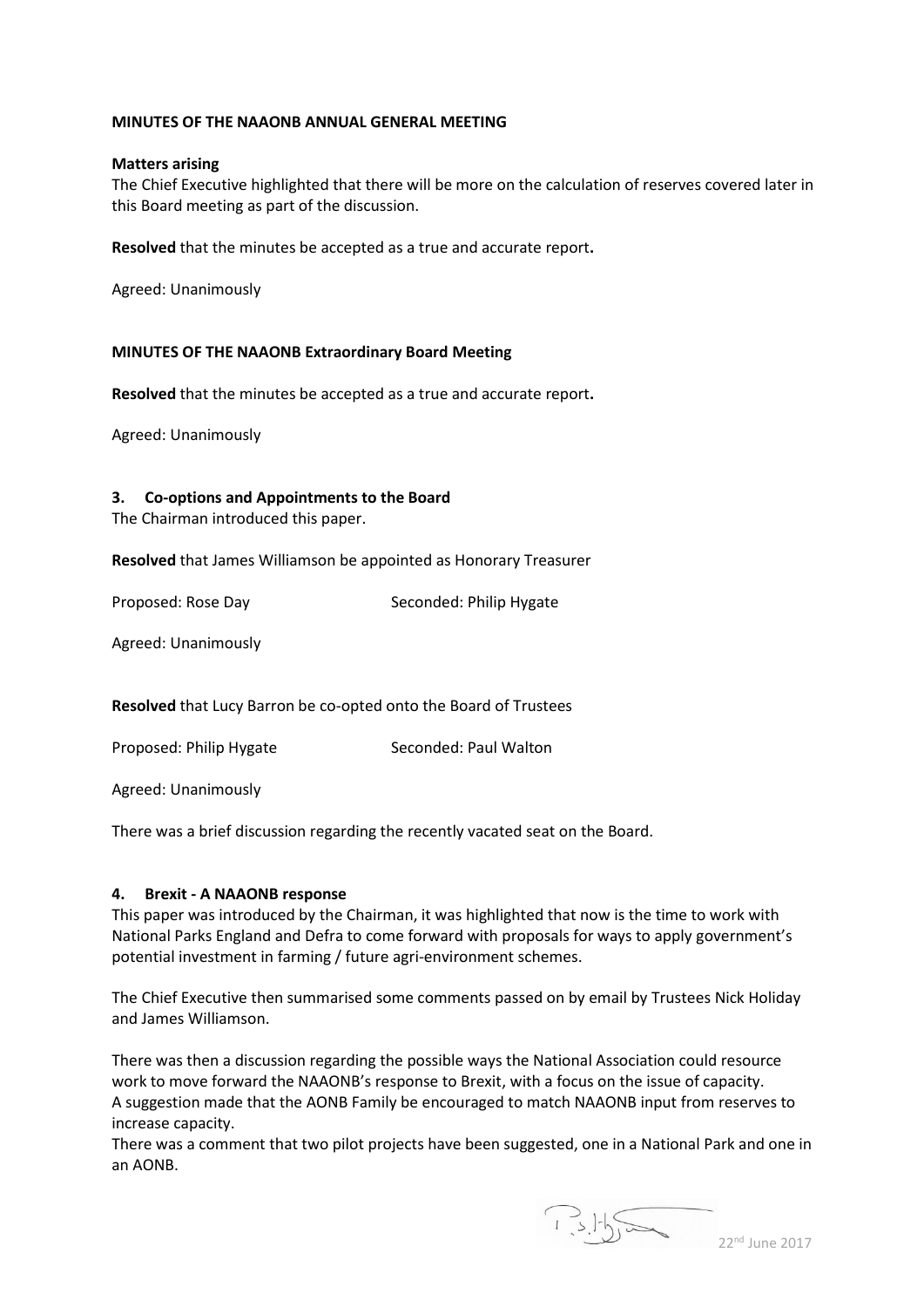**MINUTES OF THE NAAONB ANNUAL GENERAL MEETING**

**Matters arising**

The Chief Executive highlighted that there will be more on the calculation of reserves covered later in this Board meeting as part of the discussion.

**Resolved** that the minutes be accepted as a true and accurate report**.**

Agreed: Unanimously

**MINUTES OF THE NAAONB Extraordinary Board Meeting**

**Resolved** that the minutes be accepted as a true and accurate report**.**

Agreed: Unanimously

## 3. Co-options and Appointments to the Board

The Chairman introduced this paper.

**Resolved** that James Williamson be appointed as Honorary Treasurer

Proposed: Rose Day Seconded: Philip Hygate

Agreed: Unanimously

**Resolved** that Lucy Barron be co-opted onto the Board of Trustees

Proposed: Philip Hygate Seconded: Paul Walton

Agreed: Unanimously

There was a brief discussion regarding the recently vacated seat on the Board.

## 4. Brexit - A NAAONB response

This paper was introduced by the Chairman, it was highlighted that now is the time to work with National Parks England and Defra to come forward with proposals for ways to apply government's potential investment in farming / future agri-environment schemes.

The Chief Executive then summarised some comments passed on by email by Trustees Nick Holiday and James Williamson.

There was then a discussion regarding the possible ways the National Association could resource work to move forward the NAAONB's response to Brexit, with a focus on the issue of capacity.
A suggestion made that the AONB Family be encouraged to match NAAONB input from reserves to increase capacity.
There was a comment that two pilot projects have been suggested, one in a National Park and one in an AONB.

22nd June 2017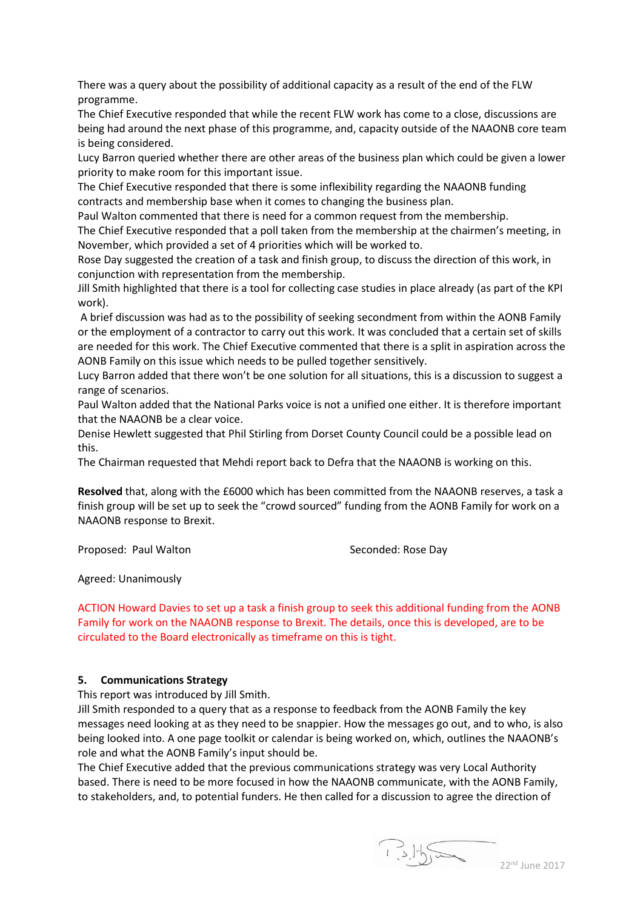There was a query about the possibility of additional capacity as a result of the end of the FLW programme.

The Chief Executive responded that while the recent FLW work has come to a close, discussions are being had around the next phase of this programme, and, capacity outside of the NAAONB core team is being considered.

Lucy Barron queried whether there are other areas of the business plan which could be given a lower priority to make room for this important issue.

The Chief Executive responded that there is some inflexibility regarding the NAAONB funding contracts and membership base when it comes to changing the business plan.

Paul Walton commented that there is need for a common request from the membership.

The Chief Executive responded that a poll taken from the membership at the chairmen's meeting, in November, which provided a set of 4 priorities which will be worked to.

Rose Day suggested the creation of a task and finish group, to discuss the direction of this work, in conjunction with representation from the membership.

Jill Smith highlighted that there is a tool for collecting case studies in place already (as part of the KPI work).

A brief discussion was had as to the possibility of seeking secondment from within the AONB Family or the employment of a contractor to carry out this work. It was concluded that a certain set of skills are needed for this work. The Chief Executive commented that there is a split in aspiration across the AONB Family on this issue which needs to be pulled together sensitively.

Lucy Barron added that there won't be one solution for all situations, this is a discussion to suggest a range of scenarios.

Paul Walton added that the National Parks voice is not a unified one either. It is therefore important that the NAAONB be a clear voice.

Denise Hewlett suggested that Phil Stirling from Dorset County Council could be a possible lead on this.

The Chairman requested that Mehdi report back to Defra that the NAAONB is working on this.

**Resolved** that, along with the £6000 which has been committed from the NAAONB reserves, a task a finish group will be set up to seek the "crowd sourced" funding from the AONB Family for work on a NAAONB response to Brexit.

Proposed: Paul Walton Seconded: Rose Day

Agreed: Unanimously

ACTION Howard Davies to set up a task a finish group to seek this additional funding from the AONB Family for work on the NAAONB response to Brexit. The details, once this is developed, are to be circulated to the Board electronically as timeframe on this is tight.

**5. Communications Strategy**

This report was introduced by Jill Smith.

Jill Smith responded to a query that as a response to feedback from the AONB Family the key messages need looking at as they need to be snappier. How the messages go out, and to who, is also being looked into. A one page toolkit or calendar is being worked on, which, outlines the NAAONB's role and what the AONB Family's input should be.

The Chief Executive added that the previous communications strategy was very Local Authority based. There is need to be more focused in how the NAAONB communicate, with the AONB Family, to stakeholders, and, to potential funders. He then called for a discussion to agree the direction of

22nd June 2017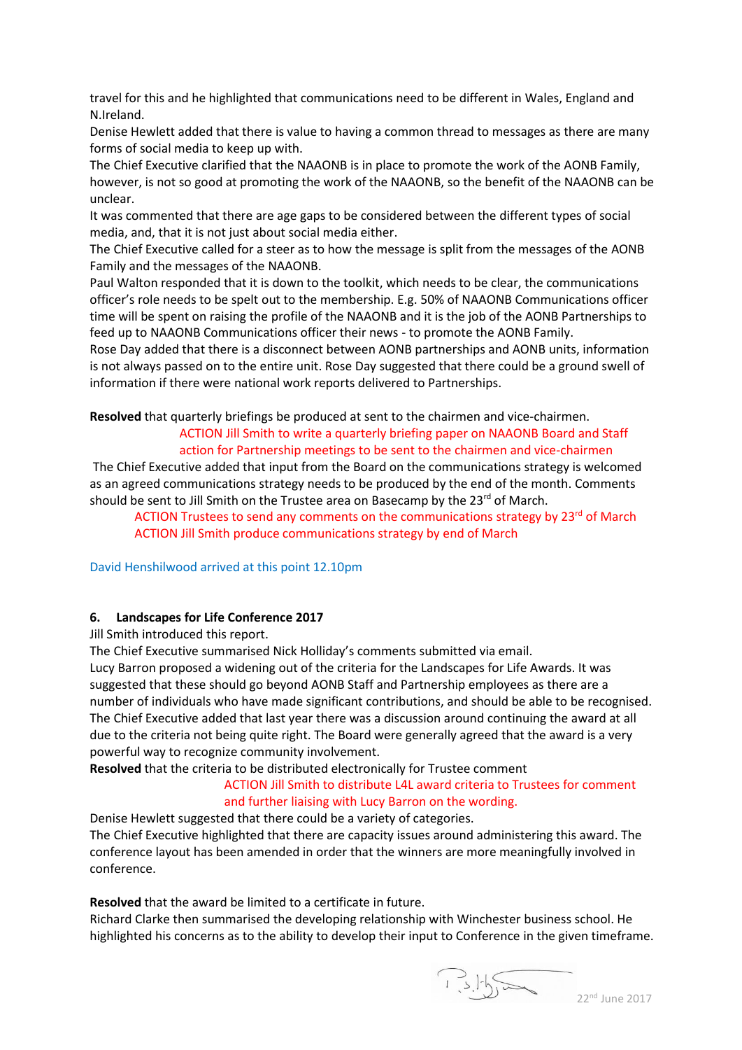travel for this and he highlighted that communications need to be different in Wales, England and N.Ireland.

Denise Hewlett added that there is value to having a common thread to messages as there are many forms of social media to keep up with.

The Chief Executive clarified that the NAAONB is in place to promote the work of the AONB Family, however, is not so good at promoting the work of the NAAONB, so the benefit of the NAAONB can be unclear.

It was commented that there are age gaps to be considered between the different types of social media, and, that it is not just about social media either.

The Chief Executive called for a steer as to how the message is split from the messages of the AONB Family and the messages of the NAAONB.

Paul Walton responded that it is down to the toolkit, which needs to be clear, the communications officer's role needs to be spelt out to the membership. E.g. 50% of NAAONB Communications officer time will be spent on raising the profile of the NAAONB and it is the job of the AONB Partnerships to feed up to NAAONB Communications officer their news - to promote the AONB Family.

Rose Day added that there is a disconnect between AONB partnerships and AONB units, information is not always passed on to the entire unit. Rose Day suggested that there could be a ground swell of information if there were national work reports delivered to Partnerships.

**Resolved** that quarterly briefings be produced at sent to the chairmen and vice-chairmen.

ACTION Jill Smith to write a quarterly briefing paper on NAAONB Board and Staff action for Partnership meetings to be sent to the chairmen and vice-chairmen

The Chief Executive added that input from the Board on the communications strategy is welcomed as an agreed communications strategy needs to be produced by the end of the month. Comments should be sent to Jill Smith on the Trustee area on Basecamp by the 23rd of March.

ACTION Trustees to send any comments on the communications strategy by 23rd of March

ACTION Jill Smith produce communications strategy by end of March

David Henshilwood arrived at this point 12.10pm

### 6. Landscapes for Life Conference 2017

Jill Smith introduced this report.

The Chief Executive summarised Nick Holliday's comments submitted via email.

Lucy Barron proposed a widening out of the criteria for the Landscapes for Life Awards. It was suggested that these should go beyond AONB Staff and Partnership employees as there are a number of individuals who have made significant contributions, and should be able to be recognised.

The Chief Executive added that last year there was a discussion around continuing the award at all due to the criteria not being quite right. The Board were generally agreed that the award is a very powerful way to recognize community involvement.

**Resolved** that the criteria to be distributed electronically for Trustee comment

ACTION Jill Smith to distribute L4L award criteria to Trustees for comment and further liaising with Lucy Barron on the wording.

Denise Hewlett suggested that there could be a variety of categories.

The Chief Executive highlighted that there are capacity issues around administering this award. The conference layout has been amended in order that the winners are more meaningfully involved in conference.

**Resolved** that the award be limited to a certificate in future.

Richard Clarke then summarised the developing relationship with Winchester business school. He highlighted his concerns as to the ability to develop their input to Conference in the given timeframe.

22nd June 2017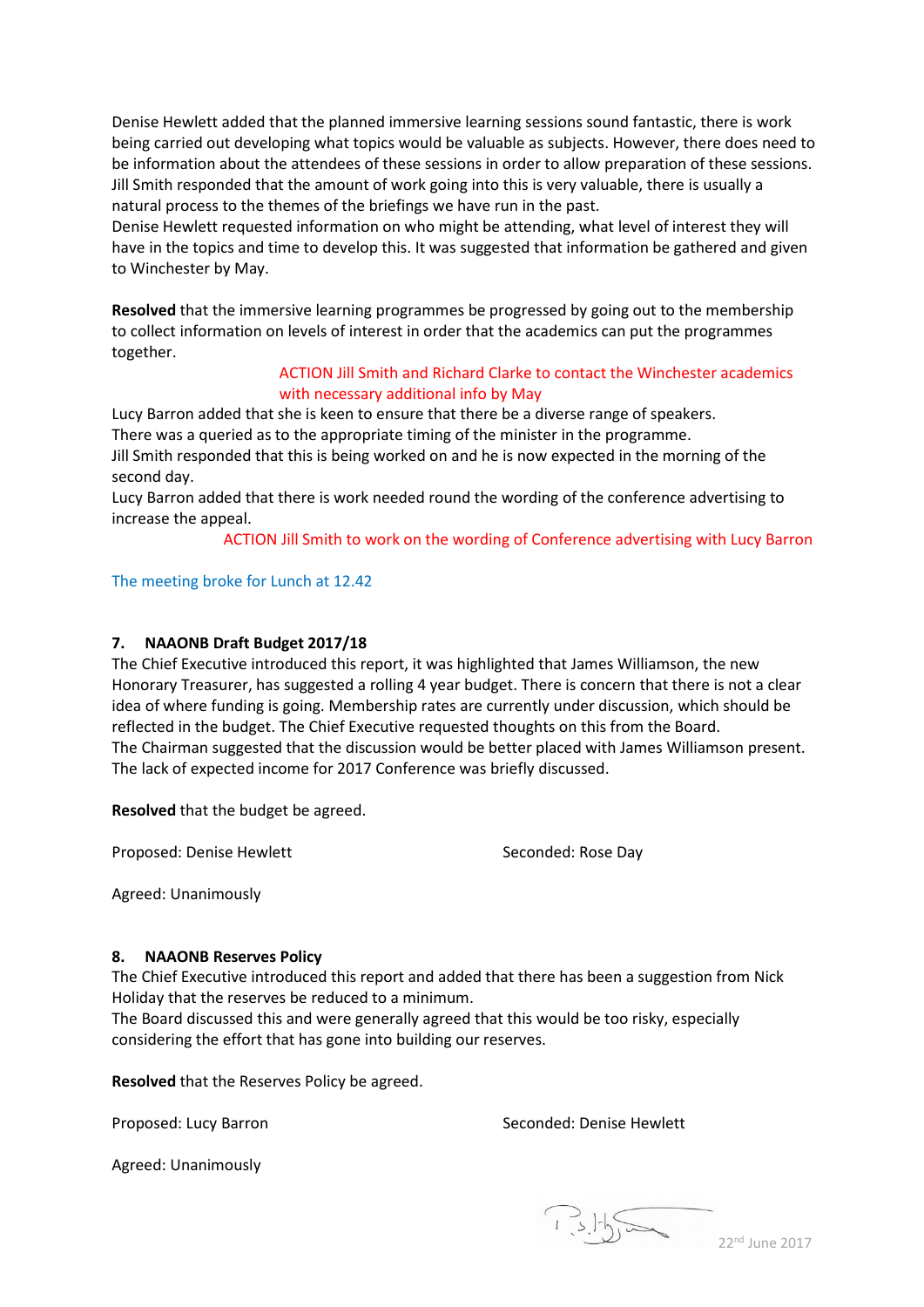Denise Hewlett added that the planned immersive learning sessions sound fantastic, there is work being carried out developing what topics would be valuable as subjects. However, there does need to be information about the attendees of these sessions in order to allow preparation of these sessions. Jill Smith responded that the amount of work going into this is very valuable, there is usually a natural process to the themes of the briefings we have run in the past.
Denise Hewlett requested information on who might be attending, what level of interest they will have in the topics and time to develop this. It was suggested that information be gathered and given to Winchester by May.

**Resolved** that the immersive learning programmes be progressed by going out to the membership to collect information on levels of interest in order that the academics can put the programmes together.

ACTION Jill Smith and Richard Clarke to contact the Winchester academics with necessary additional info by May

Lucy Barron added that she is keen to ensure that there be a diverse range of speakers.
There was a queried as to the appropriate timing of the minister in the programme.
Jill Smith responded that this is being worked on and he is now expected in the morning of the second day.
Lucy Barron added that there is work needed round the wording of the conference advertising to increase the appeal.

ACTION Jill Smith to work on the wording of Conference advertising with Lucy Barron

The meeting broke for Lunch at 12.42

### 7. NAAONB Draft Budget 2017/18

The Chief Executive introduced this report, it was highlighted that James Williamson, the new Honorary Treasurer, has suggested a rolling 4 year budget. There is concern that there is not a clear idea of where funding is going. Membership rates are currently under discussion, which should be reflected in the budget. The Chief Executive requested thoughts on this from the Board.
The Chairman suggested that the discussion would be better placed with James Williamson present.
The lack of expected income for 2017 Conference was briefly discussed.

**Resolved** that the budget be agreed.

Proposed: Denise Hewlett Seconded: Rose Day

Agreed: Unanimously

### 8. NAAONB Reserves Policy

The Chief Executive introduced this report and added that there has been a suggestion from Nick Holiday that the reserves be reduced to a minimum.
The Board discussed this and were generally agreed that this would be too risky, especially considering the effort that has gone into building our reserves.

**Resolved** that the Reserves Policy be agreed.

Proposed: Lucy Barron Seconded: Denise Hewlett

Agreed: Unanimously

22nd June 2017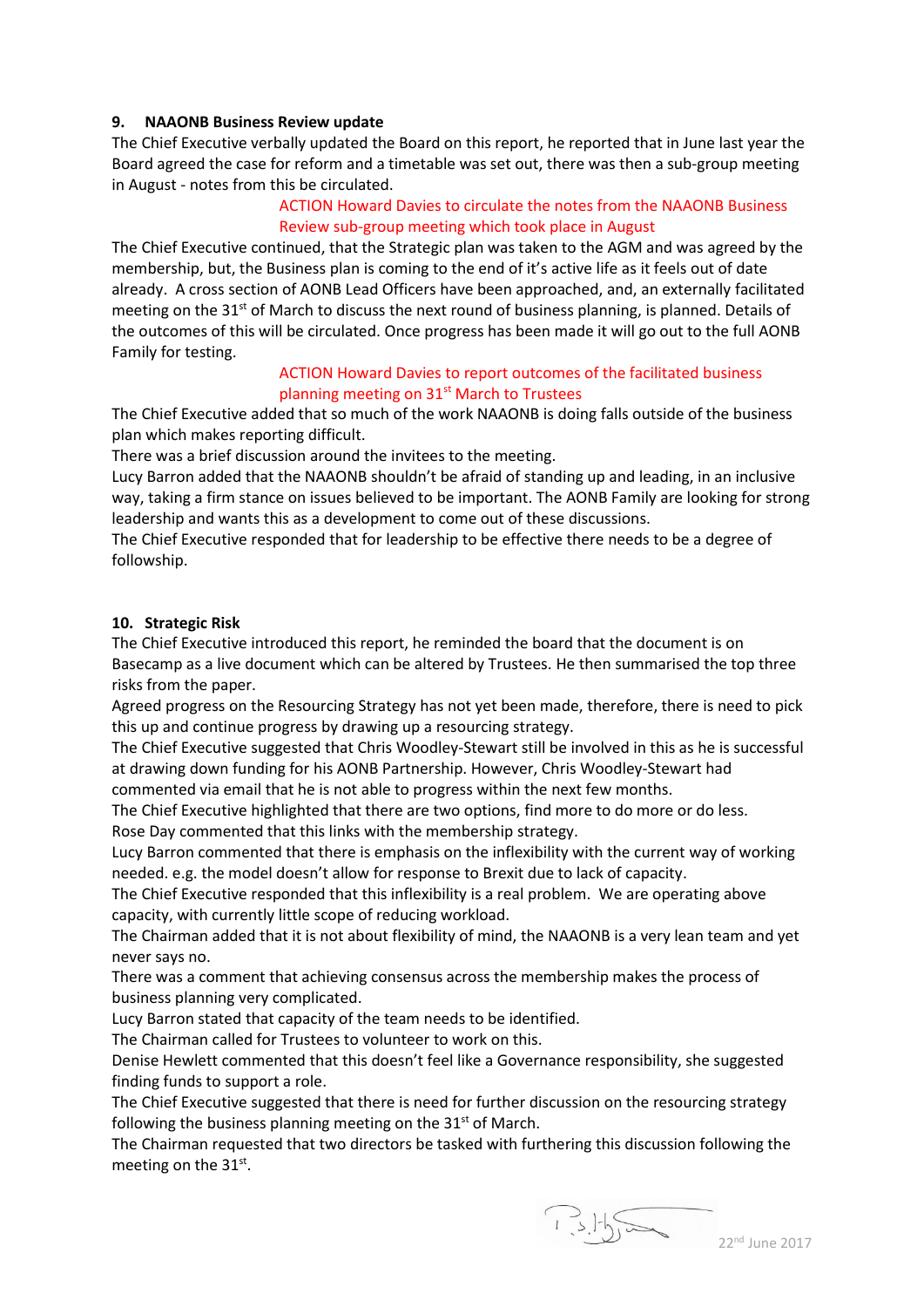### 9. NAAONB Business Review update

The Chief Executive verbally updated the Board on this report, he reported that in June last year the Board agreed the case for reform and a timetable was set out, there was then a sub-group meeting in August - notes from this be circulated.

ACTION Howard Davies to circulate the notes from the NAAONB Business Review sub-group meeting which took place in August

The Chief Executive continued, that the Strategic plan was taken to the AGM and was agreed by the membership, but, the Business plan is coming to the end of it's active life as it feels out of date already. A cross section of AONB Lead Officers have been approached, and, an externally facilitated meeting on the 31st of March to discuss the next round of business planning, is planned. Details of the outcomes of this will be circulated. Once progress has been made it will go out to the full AONB Family for testing.

ACTION Howard Davies to report outcomes of the facilitated business planning meeting on 31st March to Trustees

The Chief Executive added that so much of the work NAAONB is doing falls outside of the business plan which makes reporting difficult.

There was a brief discussion around the invitees to the meeting.

Lucy Barron added that the NAAONB shouldn't be afraid of standing up and leading, in an inclusive way, taking a firm stance on issues believed to be important. The AONB Family are looking for strong leadership and wants this as a development to come out of these discussions.

The Chief Executive responded that for leadership to be effective there needs to be a degree of followship.

### 10. Strategic Risk

The Chief Executive introduced this report, he reminded the board that the document is on Basecamp as a live document which can be altered by Trustees. He then summarised the top three risks from the paper.

Agreed progress on the Resourcing Strategy has not yet been made, therefore, there is need to pick this up and continue progress by drawing up a resourcing strategy.

The Chief Executive suggested that Chris Woodley-Stewart still be involved in this as he is successful at drawing down funding for his AONB Partnership. However, Chris Woodley-Stewart had commented via email that he is not able to progress within the next few months.

The Chief Executive highlighted that there are two options, find more to do more or do less.

Rose Day commented that this links with the membership strategy.

Lucy Barron commented that there is emphasis on the inflexibility with the current way of working needed. e.g. the model doesn't allow for response to Brexit due to lack of capacity.

The Chief Executive responded that this inflexibility is a real problem. We are operating above capacity, with currently little scope of reducing workload.

The Chairman added that it is not about flexibility of mind, the NAAONB is a very lean team and yet never says no.

There was a comment that achieving consensus across the membership makes the process of business planning very complicated.

Lucy Barron stated that capacity of the team needs to be identified.

The Chairman called for Trustees to volunteer to work on this.

Denise Hewlett commented that this doesn't feel like a Governance responsibility, she suggested finding funds to support a role.

The Chief Executive suggested that there is need for further discussion on the resourcing strategy following the business planning meeting on the 31st of March.

The Chairman requested that two directors be tasked with furthering this discussion following the meeting on the 31st.

22nd June 2017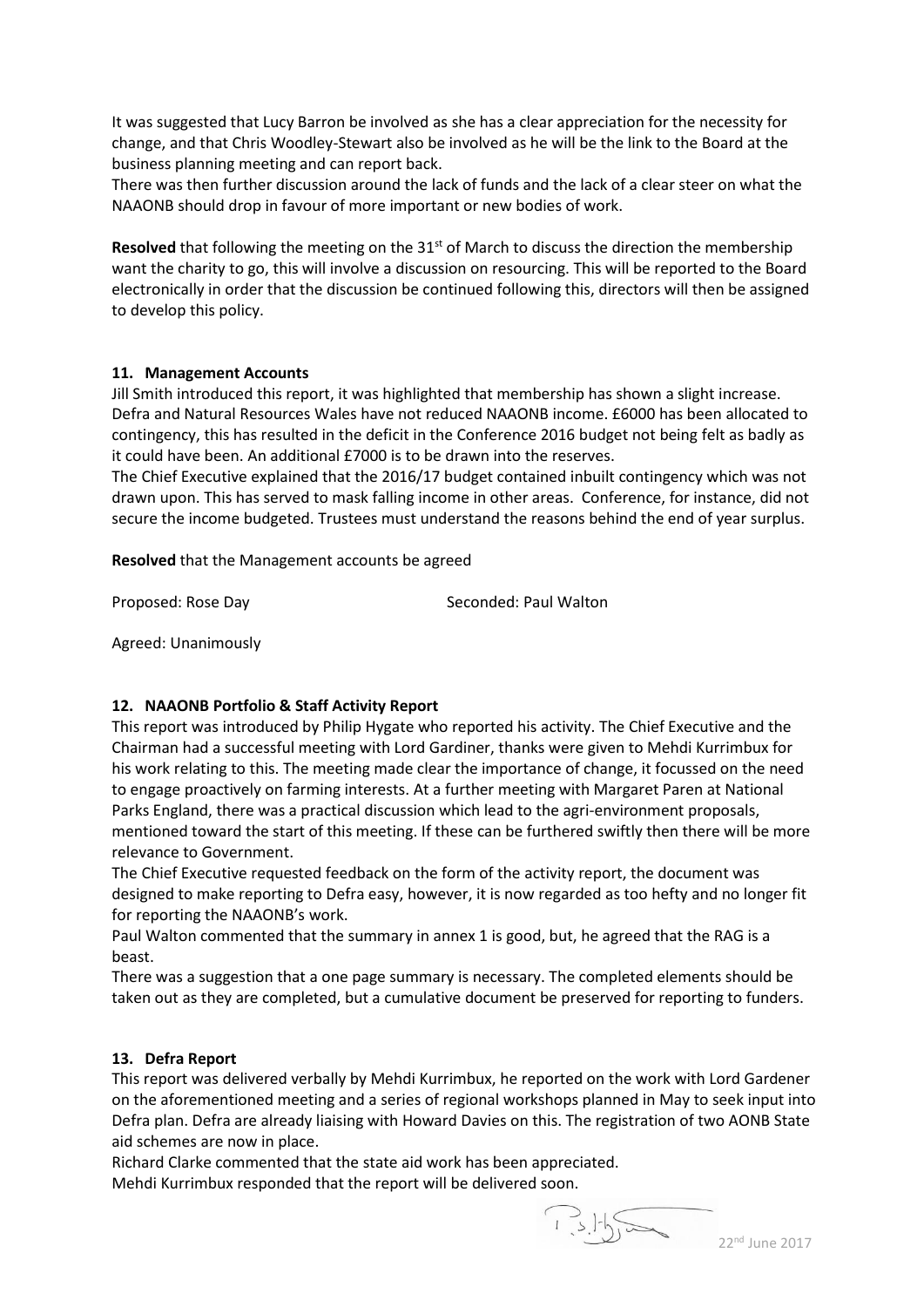It was suggested that Lucy Barron be involved as she has a clear appreciation for the necessity for change, and that Chris Woodley-Stewart also be involved as he will be the link to the Board at the business planning meeting and can report back.

There was then further discussion around the lack of funds and the lack of a clear steer on what the NAAONB should drop in favour of more important or new bodies of work.

**Resolved** that following the meeting on the 31st of March to discuss the direction the membership want the charity to go, this will involve a discussion on resourcing. This will be reported to the Board electronically in order that the discussion be continued following this, directors will then be assigned to develop this policy.

## 11. Management Accounts

Jill Smith introduced this report, it was highlighted that membership has shown a slight increase. Defra and Natural Resources Wales have not reduced NAAONB income. £6000 has been allocated to contingency, this has resulted in the deficit in the Conference 2016 budget not being felt as badly as it could have been. An additional £7000 is to be drawn into the reserves.

The Chief Executive explained that the 2016/17 budget contained inbuilt contingency which was not drawn upon. This has served to mask falling income in other areas. Conference, for instance, did not secure the income budgeted. Trustees must understand the reasons behind the end of year surplus.

**Resolved** that the Management accounts be agreed

Proposed: Rose Day Seconded: Paul Walton

Agreed: Unanimously

## 12. NAAONB Portfolio & Staff Activity Report

This report was introduced by Philip Hygate who reported his activity. The Chief Executive and the Chairman had a successful meeting with Lord Gardiner, thanks were given to Mehdi Kurrimbux for his work relating to this. The meeting made clear the importance of change, it focussed on the need to engage proactively on farming interests. At a further meeting with Margaret Paren at National Parks England, there was a practical discussion which lead to the agri-environment proposals, mentioned toward the start of this meeting. If these can be furthered swiftly then there will be more relevance to Government.

The Chief Executive requested feedback on the form of the activity report, the document was designed to make reporting to Defra easy, however, it is now regarded as too hefty and no longer fit for reporting the NAAONB's work.

Paul Walton commented that the summary in annex 1 is good, but, he agreed that the RAG is a beast.

There was a suggestion that a one page summary is necessary. The completed elements should be taken out as they are completed, but a cumulative document be preserved for reporting to funders.

## 13. Defra Report

This report was delivered verbally by Mehdi Kurrimbux, he reported on the work with Lord Gardener on the aforementioned meeting and a series of regional workshops planned in May to seek input into Defra plan. Defra are already liaising with Howard Davies on this. The registration of two AONB State aid schemes are now in place.

Richard Clarke commented that the state aid work has been appreciated.

Mehdi Kurrimbux responded that the report will be delivered soon.

22nd June 2017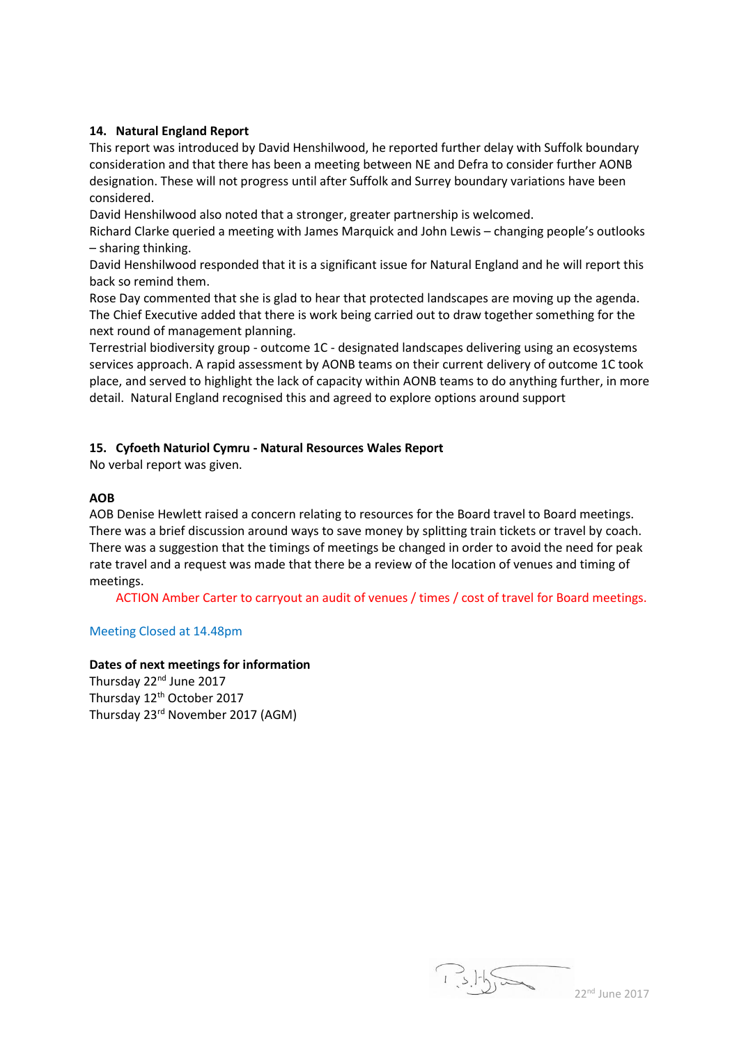### 14. Natural England Report

This report was introduced by David Henshilwood, he reported further delay with Suffolk boundary consideration and that there has been a meeting between NE and Defra to consider further AONB designation. These will not progress until after Suffolk and Surrey boundary variations have been considered.

David Henshilwood also noted that a stronger, greater partnership is welcomed.

Richard Clarke queried a meeting with James Marquick and John Lewis – changing people's outlooks – sharing thinking.

David Henshilwood responded that it is a significant issue for Natural England and he will report this back so remind them.

Rose Day commented that she is glad to hear that protected landscapes are moving up the agenda.

The Chief Executive added that there is work being carried out to draw together something for the next round of management planning.

Terrestrial biodiversity group - outcome 1C - designated landscapes delivering using an ecosystems services approach. A rapid assessment by AONB teams on their current delivery of outcome 1C took place, and served to highlight the lack of capacity within AONB teams to do anything further, in more detail. Natural England recognised this and agreed to explore options around support

### 15. Cyfoeth Naturiol Cymru - Natural Resources Wales Report

No verbal report was given.

### AOB

AOB Denise Hewlett raised a concern relating to resources for the Board travel to Board meetings. There was a brief discussion around ways to save money by splitting train tickets or travel by coach. There was a suggestion that the timings of meetings be changed in order to avoid the need for peak rate travel and a request was made that there be a review of the location of venues and timing of meetings.

ACTION Amber Carter to carryout an audit of venues / times / cost of travel for Board meetings.

Meeting Closed at 14.48pm

**Dates of next meetings for information**

Thursday 22nd June 2017
Thursday 12th October 2017
Thursday 23rd November 2017 (AGM)

22nd June 2017